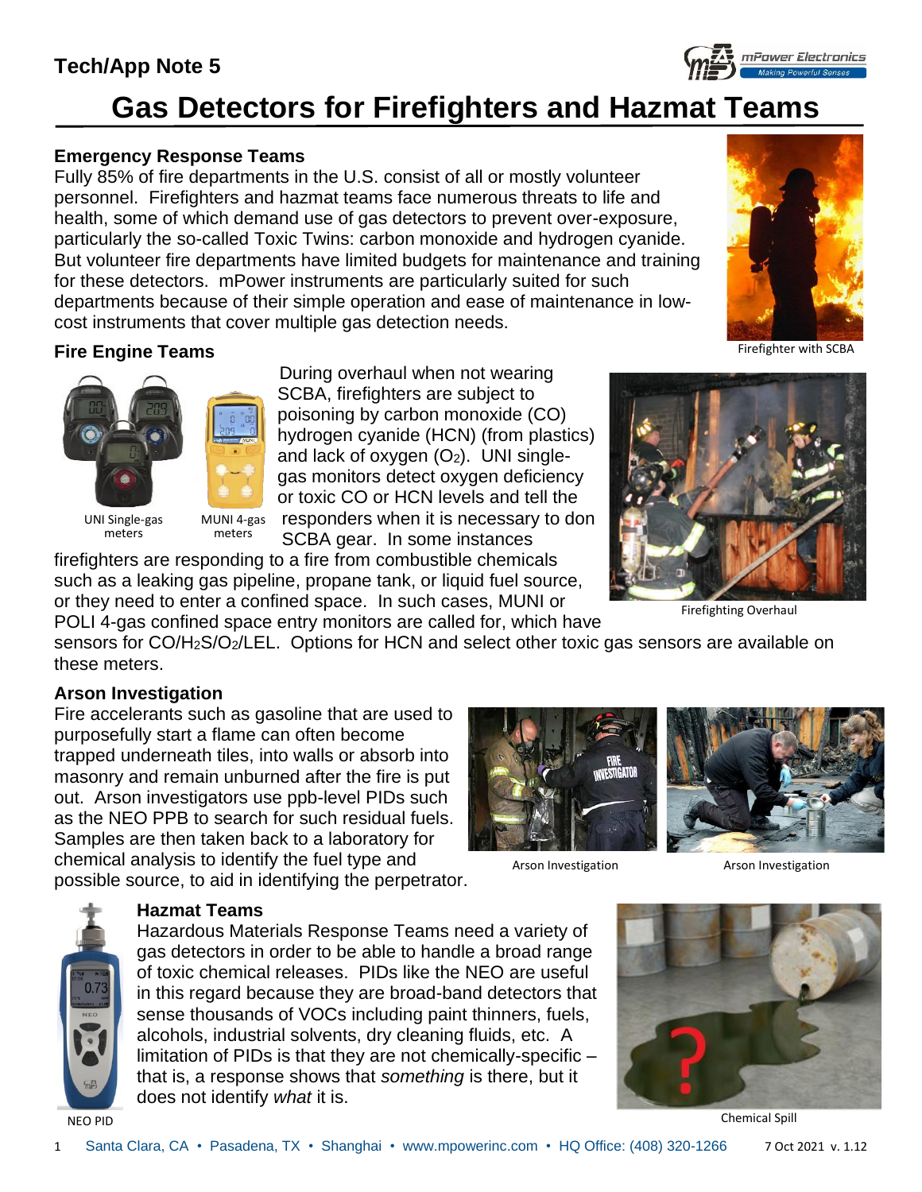# Tech/App Note 5

# Gas Detectors for Firefighters and Hazmat Teams

## Emergency Response Teams

Fully 85% of fire departments in the U.S. consist of all or mostly volunteer personnel. Firefighters and hazmat teams face numerous threats to life and health, some of which demand use of gas detectors to prevent over-exposure, particularly the so-called Toxic Twins: carbon monoxide and hydrogen cyanide. But volunteer fire departments have limited budgets for maintenance and training for these detectors. mPower instruments are particularly suited for such departments because of their simple operation and ease of maintenance in low-cost instruments that cover multiple gas detection needs.

Firefighter with SCBA

## Fire Engine Teams

UNI Single-gas meters

MUNI 4-gas meters

During overhaul when not wearing SCBA, firefighters are subject to poisoning by carbon monoxide (CO) hydrogen cyanide (HCN) (from plastics) and lack of oxygen ($O_2$). UNI single-gas monitors detect oxygen deficiency or toxic CO or HCN levels and tell the responders when it is necessary to don SCBA gear. In some instances firefighters are responding to a fire from combustible chemicals such as a leaking gas pipeline, propane tank, or liquid fuel source, or they need to enter a confined space. In such cases, MUNI or POLI 4-gas confined space entry monitors are called for, which have sensors for $CO/H_2S/O_2$/LEL. Options for HCN and select other toxic gas sensors are available on these meters.

Firefighting Overhaul

## Arson Investigation

Fire accelerants such as gasoline that are used to purposefully start a flame can often become trapped underneath tiles, into walls or absorb into masonry and remain unburned after the fire is put out. Arson investigators use ppb-level PIDs such as the NEO PPB to search for such residual fuels. Samples are then taken back to a laboratory for chemical analysis to identify the fuel type and possible source, to aid in identifying the perpetrator.

Arson Investigation

Arson Investigation

## Hazmat Teams

Hazardous Materials Response Teams need a variety of gas detectors in order to be able to handle a broad range of toxic chemical releases. PIDs like the NEO are useful in this regard because they are broad-band detectors that sense thousands of VOCs including paint thinners, fuels, alcohols, industrial solvents, dry cleaning fluids, etc. A limitation of PIDs is that they are not chemically-specific – that is, a response shows that *something* is there, but it does not identify *what* it is.

NEO PID

Chemical Spill

Santa Clara, CA • Pasadena, TX • Shanghai • www.mpowerinc.com • HQ Office: (408) 320-1266 7 Oct 2021 v. 1.12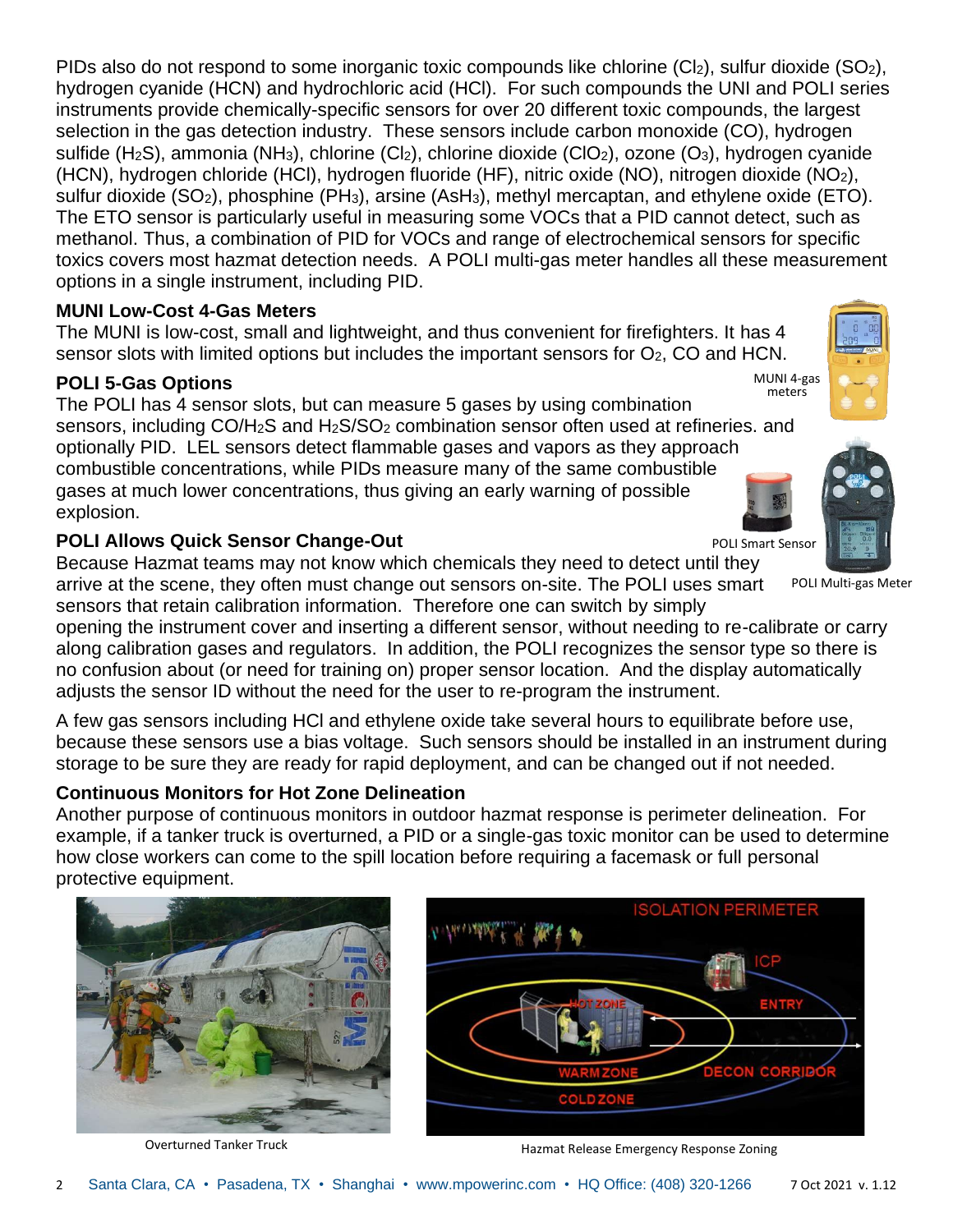PIDs also do not respond to some inorganic toxic compounds like chlorine ($Cl_2$), sulfur dioxide ($SO_2$), hydrogen cyanide (HCN) and hydrochloric acid (HCl). For such compounds the UNI and POLI series instruments provide chemically-specific sensors for over 20 different toxic compounds, the largest selection in the gas detection industry. These sensors include carbon monoxide (CO), hydrogen sulfide ($H_2S$), ammonia ($NH_3$), chlorine ($Cl_2$), chlorine dioxide ($ClO_2$), ozone ($O_3$), hydrogen cyanide (HCN), hydrogen chloride (HCl), hydrogen fluoride (HF), nitric oxide (NO), nitrogen dioxide ($NO_2$), sulfur dioxide ($SO_2$), phosphine ($PH_3$), arsine ($AsH_3$), methyl mercaptan, and ethylene oxide (ETO). The ETO sensor is particularly useful in measuring some VOCs that a PID cannot detect, such as methanol. Thus, a combination of PID for VOCs and range of electrochemical sensors for specific toxics covers most hazmat detection needs. A POLI multi-gas meter handles all these measurement options in a single instrument, including PID.

### MUNI Low-Cost 4-Gas Meters

The MUNI is low-cost, small and lightweight, and thus convenient for firefighters. It has 4 sensor slots with limited options but includes the important sensors for $O_2$, CO and HCN.

MUNI 4-gas meters

### POLI 5-Gas Options

The POLI has 4 sensor slots, but can measure 5 gases by using combination sensors, including CO/$H_2S$ and $H_2S$/$SO_2$ combination sensor often used at refineries. and optionally PID. LEL sensors detect flammable gases and vapors as they approach combustible concentrations, while PIDs measure many of the same combustible gases at much lower concentrations, thus giving an early warning of possible explosion.

POLI Smart Sensor

POLI Multi-gas Meter

### POLI Allows Quick Sensor Change-Out

Because Hazmat teams may not know which chemicals they need to detect until they arrive at the scene, they often must change out sensors on-site. The POLI uses smart sensors that retain calibration information. Therefore one can switch by simply opening the instrument cover and inserting a different sensor, without needing to re-calibrate or carry along calibration gases and regulators. In addition, the POLI recognizes the sensor type so there is no confusion about (or need for training on) proper sensor location. And the display automatically adjusts the sensor ID without the need for the user to re-program the instrument.

A few gas sensors including HCl and ethylene oxide take several hours to equilibrate before use, because these sensors use a bias voltage. Such sensors should be installed in an instrument during storage to be sure they are ready for rapid deployment, and can be changed out if not needed.

### Continuous Monitors for Hot Zone Delineation

Another purpose of continuous monitors in outdoor hazmat response is perimeter delineation. For example, if a tanker truck is overturned, a PID or a single-gas toxic monitor can be used to determine how close workers can come to the spill location before requiring a facemask or full personal protective equipment.

Overturned Tanker Truck

Hazmat Release Emergency Response Zoning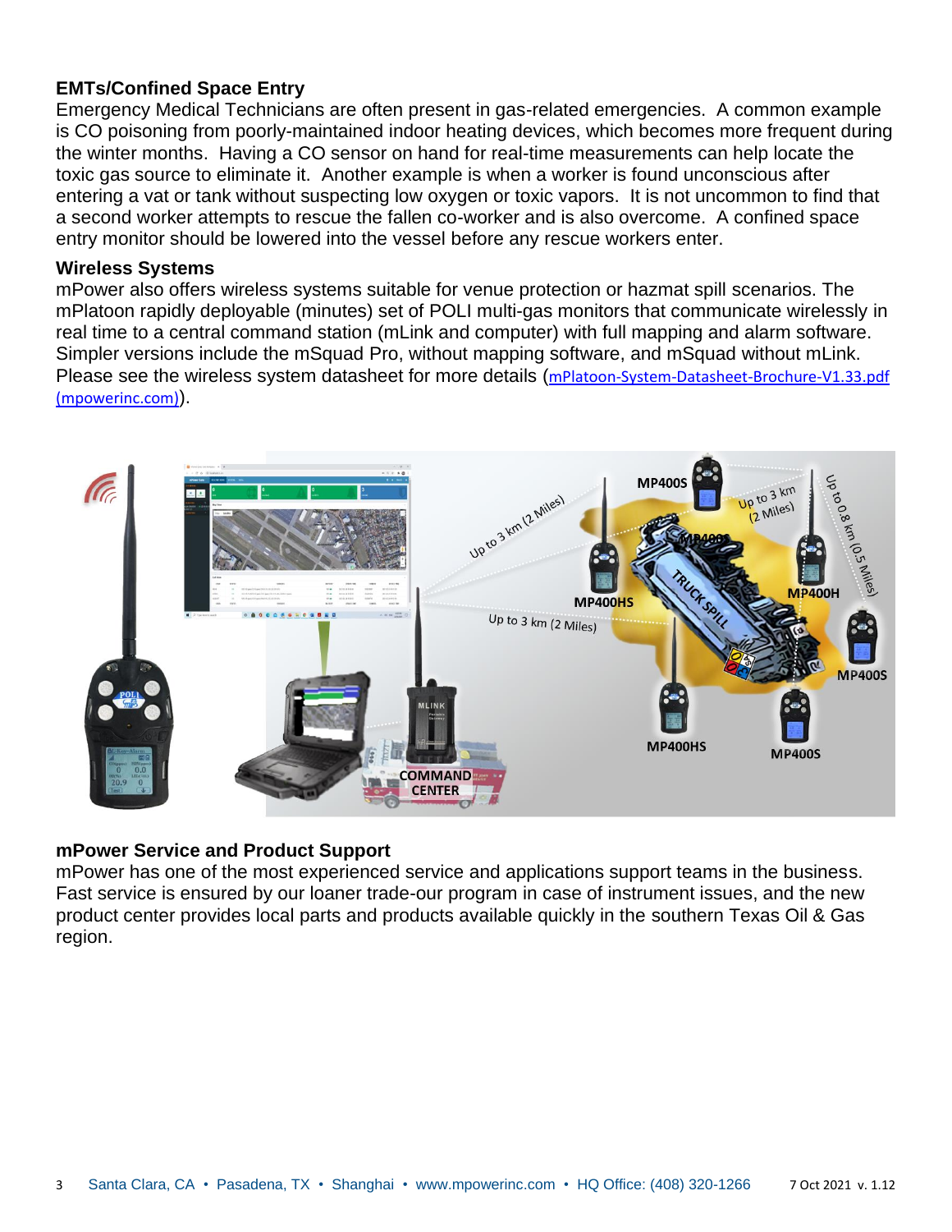### EMTs/Confined Space Entry

Emergency Medical Technicians are often present in gas-related emergencies. A common example is CO poisoning from poorly-maintained indoor heating devices, which becomes more frequent during the winter months. Having a CO sensor on hand for real-time measurements can help locate the toxic gas source to eliminate it. Another example is when a worker is found unconscious after entering a vat or tank without suspecting low oxygen or toxic vapors. It is not uncommon to find that a second worker attempts to rescue the fallen co-worker and is also overcome. A confined space entry monitor should be lowered into the vessel before any rescue workers enter.

### Wireless Systems

mPower also offers wireless systems suitable for venue protection or hazmat spill scenarios. The mPlatoon rapidly deployable (minutes) set of POLI multi-gas monitors that communicate wirelessly in real time to a central command station (mLink and computer) with full mapping and alarm software. Simpler versions include the mSquad Pro, without mapping software, and mSquad without mLink. Please see the wireless system datasheet for more details (mPlatoon-System-Datasheet-Brochure-V1.33.pdf (mpowerinc.com)).

Up to 3 km (2 Miles)

MP400S

Up to 3 km (2 Miles)

Up to 0.8 km (0.5 Miles)

MP400HS

MP400H

Up to 3 km (2 Miles)

TRUCK SPILL

MP400S

MP400HS

MP400S

MLINK

COMMAND CENTER

### mPower Service and Product Support

mPower has one of the most experienced service and applications support teams in the business. Fast service is ensured by our loaner trade-our program in case of instrument issues, and the new product center provides local parts and products available quickly in the southern Texas Oil & Gas region.